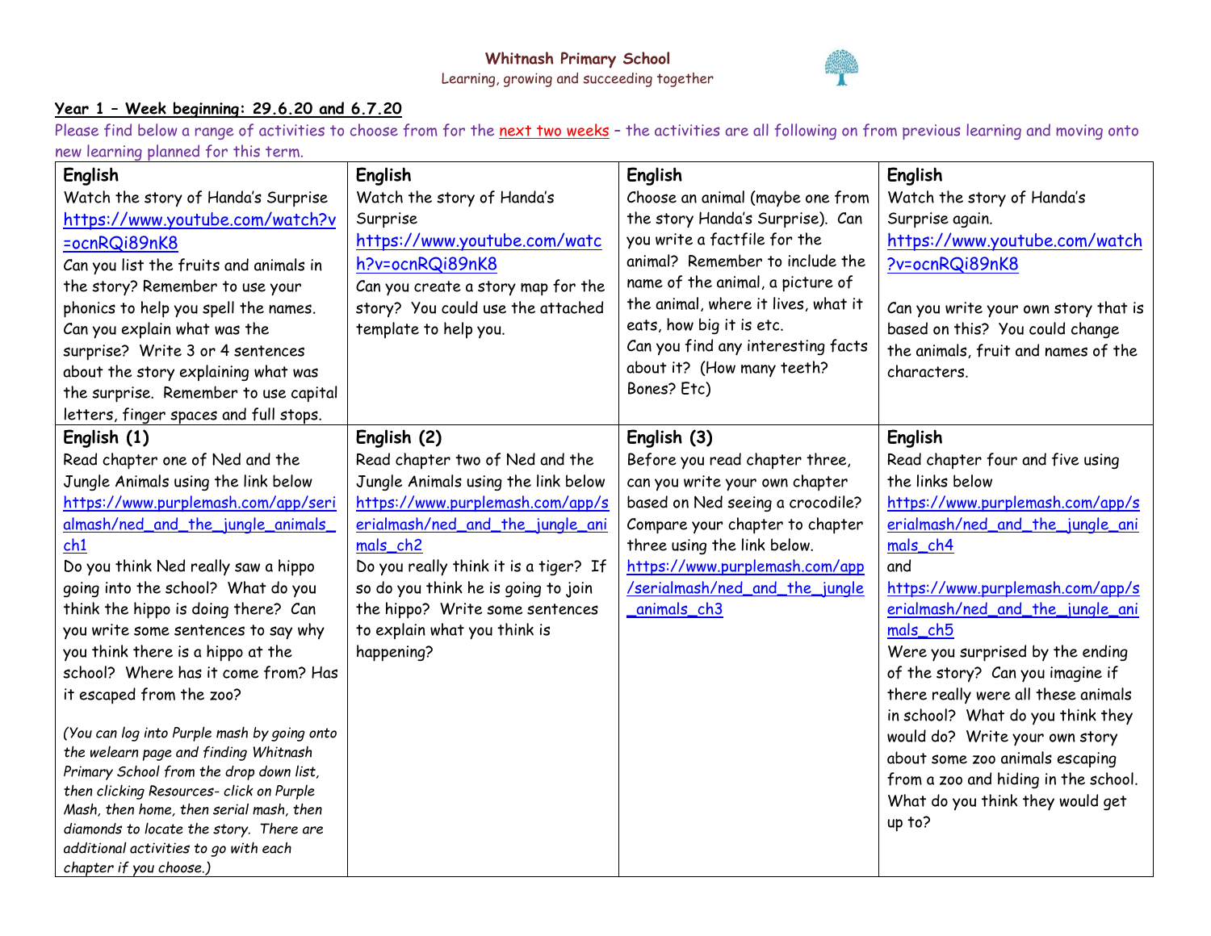**Whitnash Primary School**
Learning, growing and succeeding together

**Year 1 – Week beginning: 29.6.20 and 6.7.20**

Please find below a range of activities to choose from for the next two weeks – the activities are all following on from previous learning and moving onto new learning planned for this term.

| | | | |
|---|---|---|---|
| **English**<br>Watch the story of Handa's Surprise<br>https://www.youtube.com/watch?v=ocnRQi89nK8<br>Can you list the fruits and animals in the story? Remember to use your phonics to help you spell the names. Can you explain what was the surprise? Write 3 or 4 sentences about the story explaining what was the surprise. Remember to use capital letters, finger spaces and full stops. | **English**<br>Watch the story of Handa's Surprise<br>https://www.youtube.com/watch?v=ocnRQi89nK8<br>Can you create a story map for the story? You could use the attached template to help you. | **English**<br>Choose an animal (maybe one from the story Handa's Surprise). Can you write a factfile for the animal? Remember to include the name of the animal, a picture of the animal, where it lives, what it eats, how big it is etc.<br>Can you find any interesting facts about it? (How many teeth? Bones? Etc) | **English**<br>Watch the story of Handa's Surprise again.<br>https://www.youtube.com/watch?v=ocnRQi89nK8<br><br>Can you write your own story that is based on this? You could change the animals, fruit and names of the characters. |
| **English (1)**<br>Read chapter one of Ned and the Jungle Animals using the link below<br>https://www.purplemash.com/app/serialmash/ned_and_the_jungle_animals_ch1<br>Do you think Ned really saw a hippo going into the school? What do you think the hippo is doing there? Can you write some sentences to say why you think there is a hippo at the school? Where has it come from? Has it escaped from the zoo?<br><br>*(You can log into Purple mash by going onto the welearn page and finding Whitnash Primary School from the drop down list, then clicking Resources- click on Purple Mash, then home, then serial mash, then diamonds to locate the story. There are additional activities to go with each chapter if you choose.)* | **English (2)**<br>Read chapter two of Ned and the Jungle Animals using the link below<br>https://www.purplemash.com/app/serialmash/ned_and_the_jungle_animals_ch2<br>Do you really think it is a tiger? If so do you think he is going to join the hippo? Write some sentences to explain what you think is happening? | **English (3)**<br>Before you read chapter three, can you write your own chapter based on Ned seeing a crocodile? Compare your chapter to chapter three using the link below.<br>https://www.purplemash.com/app/serialmash/ned_and_the_jungle_animals_ch3 | **English**<br>Read chapter four and five using the links below<br>https://www.purplemash.com/app/serialmash/ned_and_the_jungle_animals_ch4<br>and<br>https://www.purplemash.com/app/serialmash/ned_and_the_jungle_animals_ch5<br>Were you surprised by the ending of the story? Can you imagine if there really were all these animals in school? What do you think they would do? Write your own story about some zoo animals escaping from a zoo and hiding in the school. What do you think they would get up to? |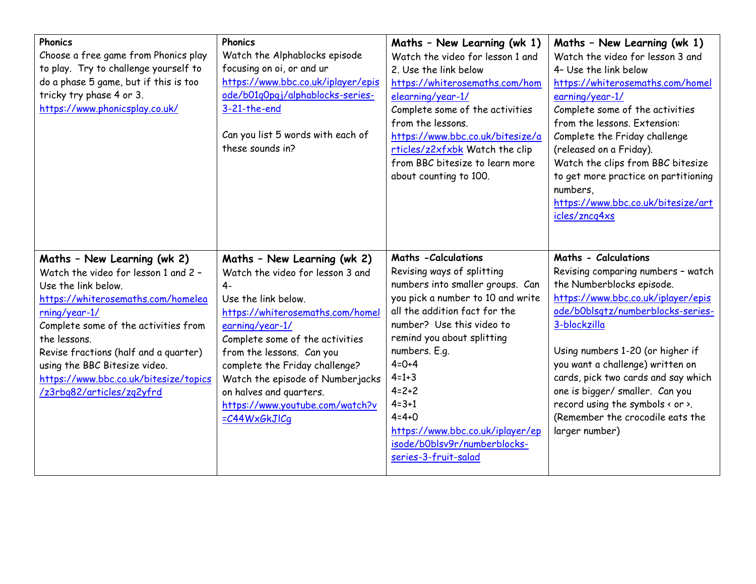| **Phonics**<br>Choose a free game from Phonics play to play. Try to challenge yourself to do a phase 5 game, but if this is too tricky try phase 4 or 3.<br>https://www.phonicsplay.co.uk/ | **Phonics**<br>Watch the Alphablocks episode focusing on oi, or and ur<br>https://www.bbc.co.uk/iplayer/episode/b01q0pqj/alphablocks-series-3-21-the-end<br><br>Can you list 5 words with each of these sounds in? | **Maths – New Learning (wk 1)**<br>Watch the video for lesson 1 and 2. Use the link below<br>https://whiterosemaths.com/homelearning/year-1/<br>Complete some of the activities from the lessons.<br>https://www.bbc.co.uk/bitesize/articles/z2xfxbk Watch the clip from BBC bitesize to learn more about counting to 100. | **Maths – New Learning (wk 1)**<br>Watch the video for lesson 3 and 4– Use the link below<br>https://whiterosemaths.com/homelearning/year-1/<br>Complete some of the activities from the lessons. Extension: Complete the Friday challenge (released on a Friday).<br>Watch the clips from BBC bitesize to get more practice on partitioning numbers,<br>https://www.bbc.co.uk/bitesize/articles/zncq4xs |
|---|---|---|---|
| **Maths – New Learning (wk 2)**<br>Watch the video for lesson 1 and 2 – Use the link below.<br>https://whiterosemaths.com/homelearning/year-1/<br>Complete some of the activities from the lessons.<br>Revise fractions (half and a quarter) using the BBC Bitesize video.<br>https://www.bbc.co.uk/bitesize/topics/z3rbg82/articles/zq2yfrd | **Maths – New Learning (wk 2)**<br>Watch the video for lesson 3 and 4-<br>Use the link below.<br>https://whiterosemaths.com/homelearning/year-1/<br>Complete some of the activities from the lessons. Can you complete the Friday challenge?<br>Watch the episode of Numberjacks on halves and quarters.<br>https://www.youtube.com/watch?v=C44WxGkJlCg | **Maths -Calculations**<br>Revising ways of splitting numbers into smaller groups. Can you pick a number to 10 and write all the addition fact for the number? Use this video to remind you about splitting numbers. E.g.<br>4=0+4<br>4=1+3<br>4=2+2<br>4=3+1<br>4=4+0<br>https://www.bbc.co.uk/iplayer/episode/b0blsv9r/numberblocks-series-3-fruit-salad | **Maths - Calculations**<br>Revising comparing numbers – watch the Numberblocks episode.<br>https://www.bbc.co.uk/iplayer/episode/b0blsqtz/numberblocks-series-3-blockzilla<br><br>Using numbers 1-20 (or higher if you want a challenge) written on cards, pick two cards and say which one is bigger/ smaller. Can you record using the symbols < or >. (Remember the crocodile eats the larger number) |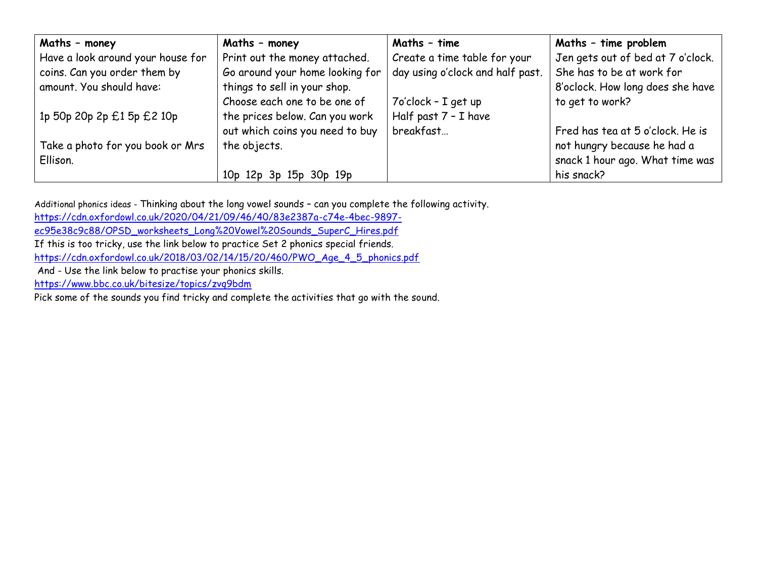| **Maths – money** | **Maths – money** | **Maths – time** | **Maths – time problem** |
|---|---|---|---|
| Have a look around your house for coins. Can you order them by amount. You should have:<br><br>1p 50p 20p 2p £1 5p £2 10p<br><br>Take a photo for you book or Mrs Ellison. | Print out the money attached. Go around your home looking for things to sell in your shop. Choose each one to be one of the prices below. Can you work out which coins you need to buy the objects.<br><br>10p 12p 3p 15p 30p 19p | Create a time table for your day using o'clock and half past.<br><br>7o'clock – I get up<br>Half past 7 – I have breakfast… | Jen gets out of bed at 7 o'clock. She has to be at work for 8'oclock. How long does she have to get to work?<br><br>Fred has tea at 5 o'clock. He is not hungry because he had a snack 1 hour ago. What time was his snack? |

Additional phonics ideas - Thinking about the long vowel sounds – can you complete the following activity.
https://cdn.oxfordowl.co.uk/2020/04/21/09/46/40/83e2387a-c74e-4bec-9897-ec95e38c9c88/OPSD_worksheets_Long%20Vowel%20Sounds_SuperC_Hires.pdf
If this is too tricky, use the link below to practice Set 2 phonics special friends.
https://cdn.oxfordowl.co.uk/2018/03/02/14/15/20/460/PWO_Age_4_5_phonics.pdf
And - Use the link below to practise your phonics skills.
https://www.bbc.co.uk/bitesize/topics/zvq9bdm
Pick some of the sounds you find tricky and complete the activities that go with the sound.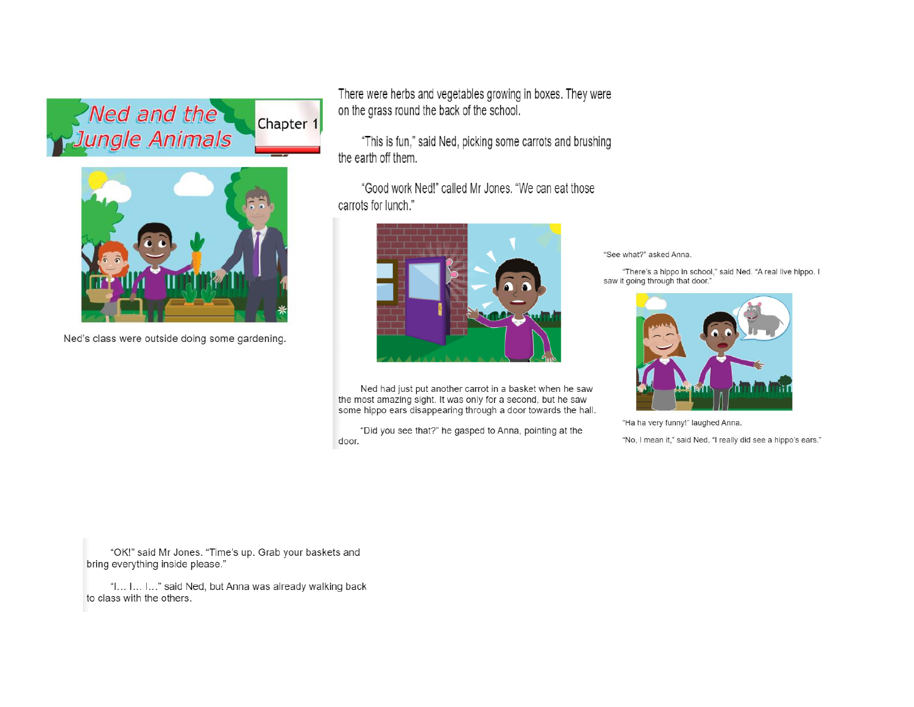# Ned and the Jungle Animals

Chapter 1

Ned's class were outside doing some gardening.

There were herbs and vegetables growing in boxes. They were on the grass round the back of the school.

"This is fun," said Ned, picking some carrots and brushing the earth off them.

"Good work Ned!" called Mr Jones. "We can eat those carrots for lunch."

Ned had just put another carrot in a basket when he saw the most amazing sight. It was only for a second, but he saw some hippo ears disappearing through a door towards the hall.

"Did you see that?" he gasped to Anna, pointing at the door.

"See what?" asked Anna.

"There's a hippo in school," said Ned. "A real live hippo. I saw it going through that door."

"Ha ha very funny!" laughed Anna.

"No, I mean it," said Ned. "I really did see a hippo's ears."

"OK!" said Mr Jones. "Time's up. Grab your baskets and bring everything inside please."

"I… I… I…" said Ned, but Anna was already walking back to class with the others.